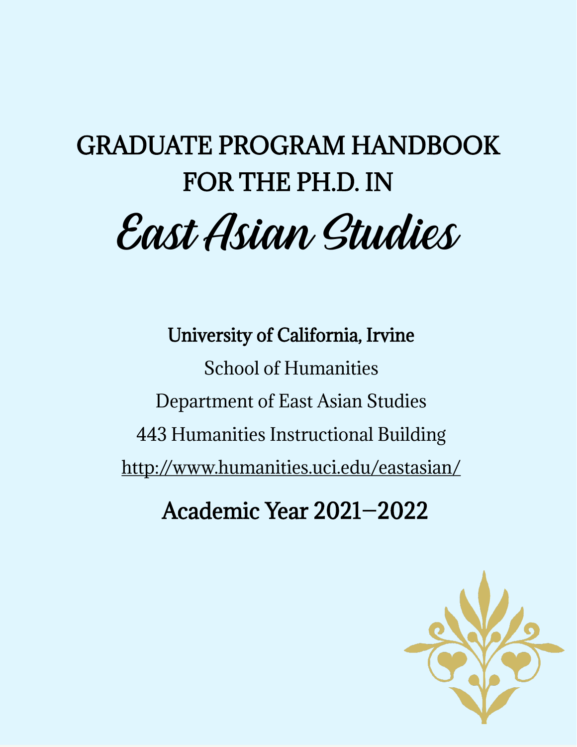# GRADUATE PROGRAM HANDBOOK FOR THE PH.D. IN

# *East Asian Studies*

**University of California, Irvine**

School of Humanities

Department of East Asian Studies

443 Humanities Instructional Building

http://www.humanities.uci.edu/eastasian/

## Academic Year 2021–2022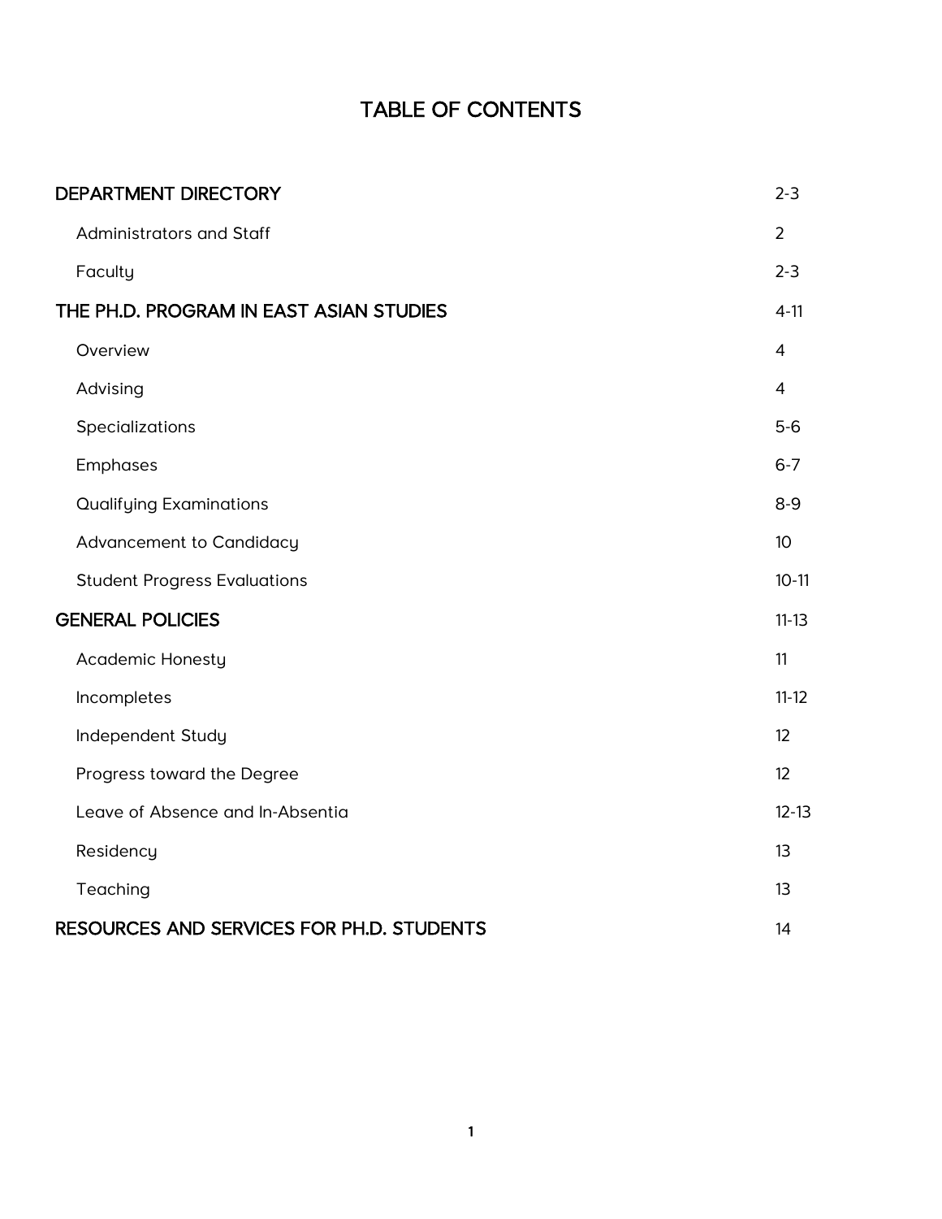# TABLE OF CONTENTS

| | |
|---|---|
| **DEPARTMENT DIRECTORY** | 2-3 |
| Administrators and Staff | 2 |
| Faculty | 2-3 |
| **THE PH.D. PROGRAM IN EAST ASIAN STUDIES** | 4-11 |
| Overview | 4 |
| Advising | 4 |
| Specializations | 5-6 |
| Emphases | 6-7 |
| Qualifying Examinations | 8-9 |
| Advancement to Candidacy | 10 |
| Student Progress Evaluations | 10-11 |
| **GENERAL POLICIES** | 11-13 |
| Academic Honesty | 11 |
| Incompletes | 11-12 |
| Independent Study | 12 |
| Progress toward the Degree | 12 |
| Leave of Absence and In-Absentia | 12-13 |
| Residency | 13 |
| Teaching | 13 |
| **RESOURCES AND SERVICES FOR PH.D. STUDENTS** | 14 |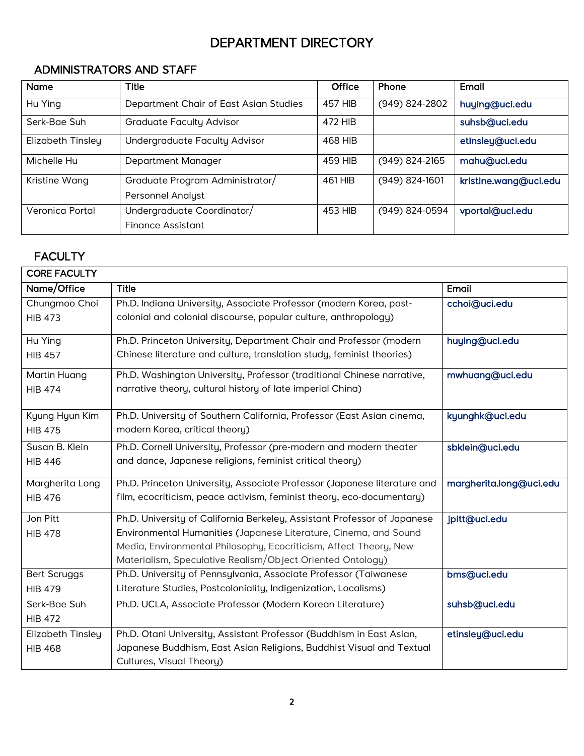# DEPARTMENT DIRECTORY

## ADMINISTRATORS AND STAFF

| Name | Title | Office | Phone | Email |
|---|---|---|---|---|
| Hu Ying | Department Chair of East Asian Studies | 457 HIB | (949) 824-2802 | huying@uci.edu |
| Serk-Bae Suh | Graduate Faculty Advisor | 472 HIB | | suhsb@uci.edu |
| Elizabeth Tinsley | Undergraduate Faculty Advisor | 468 HIB | | etinsley@uci.edu |
| Michelle Hu | Department Manager | 459 HIB | (949) 824-2165 | mahu@uci.edu |
| Kristine Wang | Graduate Program Administrator/ Personnel Analyst | 461 HIB | (949) 824-1601 | kristine.wang@uci.edu |
| Veronica Portal | Undergraduate Coordinator/ Finance Assistant | 453 HIB | (949) 824-0594 | vportal@uci.edu |

## FACULTY

| CORE FACULTY | | |
|---|---|---|
| **Name/Office** | **Title** | **Email** |
| Chungmoo Choi HIB 473 | Ph.D. Indiana University, Associate Professor (modern Korea, post-colonial and colonial discourse, popular culture, anthropology) | cchoi@uci.edu |
| Hu Ying HIB 457 | Ph.D. Princeton University, Department Chair and Professor (modern Chinese literature and culture, translation study, feminist theories) | huying@uci.edu |
| Martin Huang HIB 474 | Ph.D. Washington University, Professor (traditional Chinese narrative, narrative theory, cultural history of late imperial China) | mwhuang@uci.edu |
| Kyung Hyun Kim HIB 475 | Ph.D. University of Southern California, Professor (East Asian cinema, modern Korea, critical theory) | kyunghk@uci.edu |
| Susan B. Klein HIB 446 | Ph.D. Cornell University, Professor (pre-modern and modern theater and dance, Japanese religions, feminist critical theory) | sbklein@uci.edu |
| Margherita Long HIB 476 | Ph.D. Princeton University, Associate Professor (Japanese literature and film, ecocriticism, peace activism, feminist theory, eco-documentary) | margherita.long@uci.edu |
| Jon Pitt HIB 478 | Ph.D. University of California Berkeley, Assistant Professor of Japanese Environmental Humanities (Japanese Literature, Cinema, and Sound Media, Environmental Philosophy, Ecocriticism, Affect Theory, New Materialism, Speculative Realism/Object Oriented Ontology) | jpitt@uci.edu |
| Bert Scruggs HIB 479 | Ph.D. University of Pennsylvania, Associate Professor (Taiwanese Literature Studies, Postcoloniality, Indigenization, Localisms) | bms@uci.edu |
| Serk-Bae Suh HIB 472 | Ph.D. UCLA, Associate Professor (Modern Korean Literature) | suhsb@uci.edu |
| Elizabeth Tinsley HIB 468 | Ph.D. Otani University, Assistant Professor (Buddhism in East Asian, Japanese Buddhism, East Asian Religions, Buddhist Visual and Textual Cultures, Visual Theory) | etinsley@uci.edu |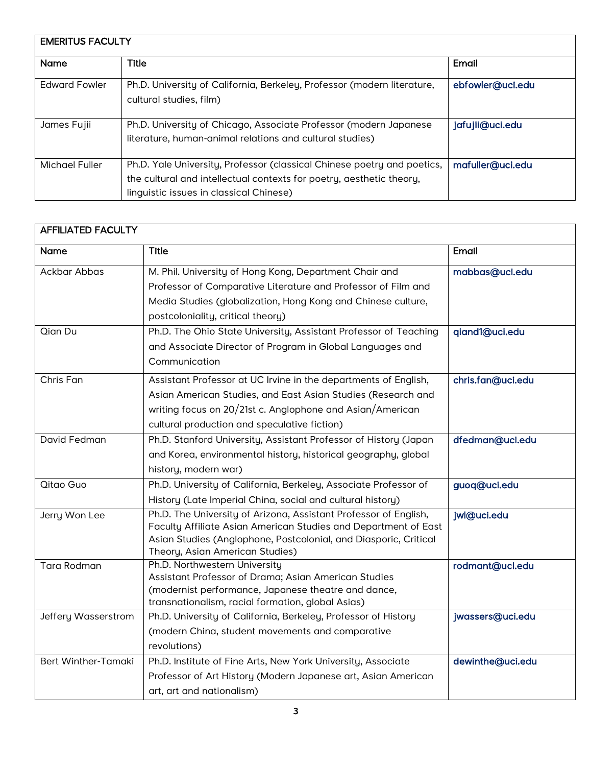| EMERITUS FACULTY | | |
|---|---|---|
| **Name** | **Title** | **Email** |
| Edward Fowler | Ph.D. University of California, Berkeley, Professor (modern literature, cultural studies, film) | ebfowler@uci.edu |
| James Fujii | Ph.D. University of Chicago, Associate Professor (modern Japanese literature, human-animal relations and cultural studies) | jafujii@uci.edu |
| Michael Fuller | Ph.D. Yale University, Professor (classical Chinese poetry and poetics, the cultural and intellectual contexts for poetry, aesthetic theory, linguistic issues in classical Chinese) | mafuller@uci.edu |

| AFFILIATED FACULTY | | |
|---|---|---|
| **Name** | **Title** | **Email** |
| Ackbar Abbas | M. Phil. University of Hong Kong, Department Chair and Professor of Comparative Literature and Professor of Film and Media Studies (globalization, Hong Kong and Chinese culture, postcoloniality, critical theory) | mabbas@uci.edu |
| Qian Du | Ph.D. The Ohio State University, Assistant Professor of Teaching and Associate Director of Program in Global Languages and Communication | qiand1@uci.edu |
| Chris Fan | Assistant Professor at UC Irvine in the departments of English, Asian American Studies, and East Asian Studies (Research and writing focus on 20/21st c. Anglophone and Asian/American cultural production and speculative fiction) | chris.fan@uci.edu |
| David Fedman | Ph.D. Stanford University, Assistant Professor of History (Japan and Korea, environmental history, historical geography, global history, modern war) | dfedman@uci.edu |
| Qitao Guo | Ph.D. University of California, Berkeley, Associate Professor of History (Late Imperial China, social and cultural history) | guoq@uci.edu |
| Jerry Won Lee | Ph.D. The University of Arizona, Assistant Professor of English, Faculty Affiliate Asian American Studies and Department of East Asian Studies (Anglophone, Postcolonial, and Diasporic, Critical Theory, Asian American Studies) | jwl@uci.edu |
| Tara Rodman | Ph.D. Northwestern University<br>Assistant Professor of Drama; Asian American Studies (modernist performance, Japanese theatre and dance, transnationalism, racial formation, global Asias) | rodmant@uci.edu |
| Jeffery Wasserstrom | Ph.D. University of California, Berkeley, Professor of History (modern China, student movements and comparative revolutions) | jwassers@uci.edu |
| Bert Winther-Tamaki | Ph.D. Institute of Fine Arts, New York University, Associate Professor of Art History (Modern Japanese art, Asian American art, art and nationalism) | dewinthe@uci.edu |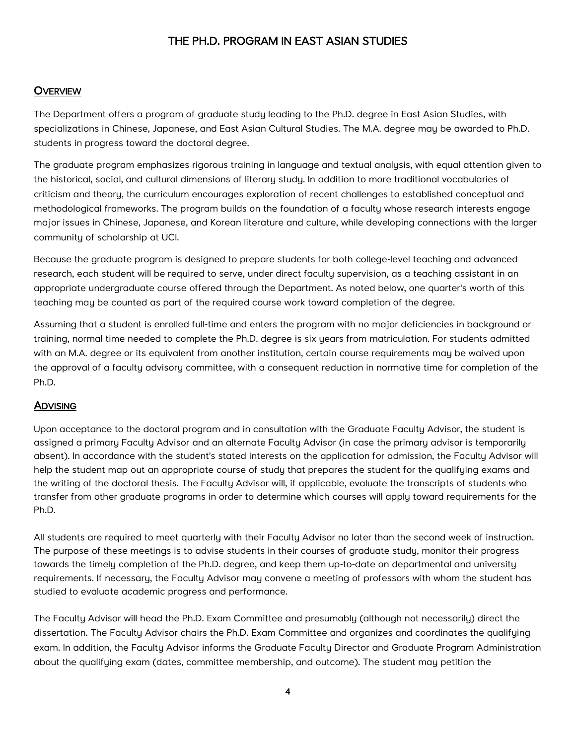# THE PH.D. PROGRAM IN EAST ASIAN STUDIES

## Overview

The Department offers a program of graduate study leading to the Ph.D. degree in East Asian Studies, with specializations in Chinese, Japanese, and East Asian Cultural Studies. The M.A. degree may be awarded to Ph.D. students in progress toward the doctoral degree.

The graduate program emphasizes rigorous training in language and textual analysis, with equal attention given to the historical, social, and cultural dimensions of literary study. In addition to more traditional vocabularies of criticism and theory, the curriculum encourages exploration of recent challenges to established conceptual and methodological frameworks. The program builds on the foundation of a faculty whose research interests engage major issues in Chinese, Japanese, and Korean literature and culture, while developing connections with the larger community of scholarship at UCI.

Because the graduate program is designed to prepare students for both college-level teaching and advanced research, each student will be required to serve, under direct faculty supervision, as a teaching assistant in an appropriate undergraduate course offered through the Department. As noted below, one quarter's worth of this teaching may be counted as part of the required course work toward completion of the degree.

Assuming that a student is enrolled full-time and enters the program with no major deficiencies in background or training, normal time needed to complete the Ph.D. degree is six years from matriculation. For students admitted with an M.A. degree or its equivalent from another institution, certain course requirements may be waived upon the approval of a faculty advisory committee, with a consequent reduction in normative time for completion of the Ph.D.

## Advising

Upon acceptance to the doctoral program and in consultation with the Graduate Faculty Advisor, the student is assigned a primary Faculty Advisor and an alternate Faculty Advisor (in case the primary advisor is temporarily absent). In accordance with the student's stated interests on the application for admission, the Faculty Advisor will help the student map out an appropriate course of study that prepares the student for the qualifying exams and the writing of the doctoral thesis. The Faculty Advisor will, if applicable, evaluate the transcripts of students who transfer from other graduate programs in order to determine which courses will apply toward requirements for the Ph.D.

All students are required to meet quarterly with their Faculty Advisor no later than the second week of instruction. The purpose of these meetings is to advise students in their courses of graduate study, monitor their progress towards the timely completion of the Ph.D. degree, and keep them up-to-date on departmental and university requirements. If necessary, the Faculty Advisor may convene a meeting of professors with whom the student has studied to evaluate academic progress and performance.

The Faculty Advisor will head the Ph.D. Exam Committee and presumably (although not necessarily) direct the dissertation. The Faculty Advisor chairs the Ph.D. Exam Committee and organizes and coordinates the qualifying exam. In addition, the Faculty Advisor informs the Graduate Faculty Director and Graduate Program Administration about the qualifying exam (dates, committee membership, and outcome). The student may petition the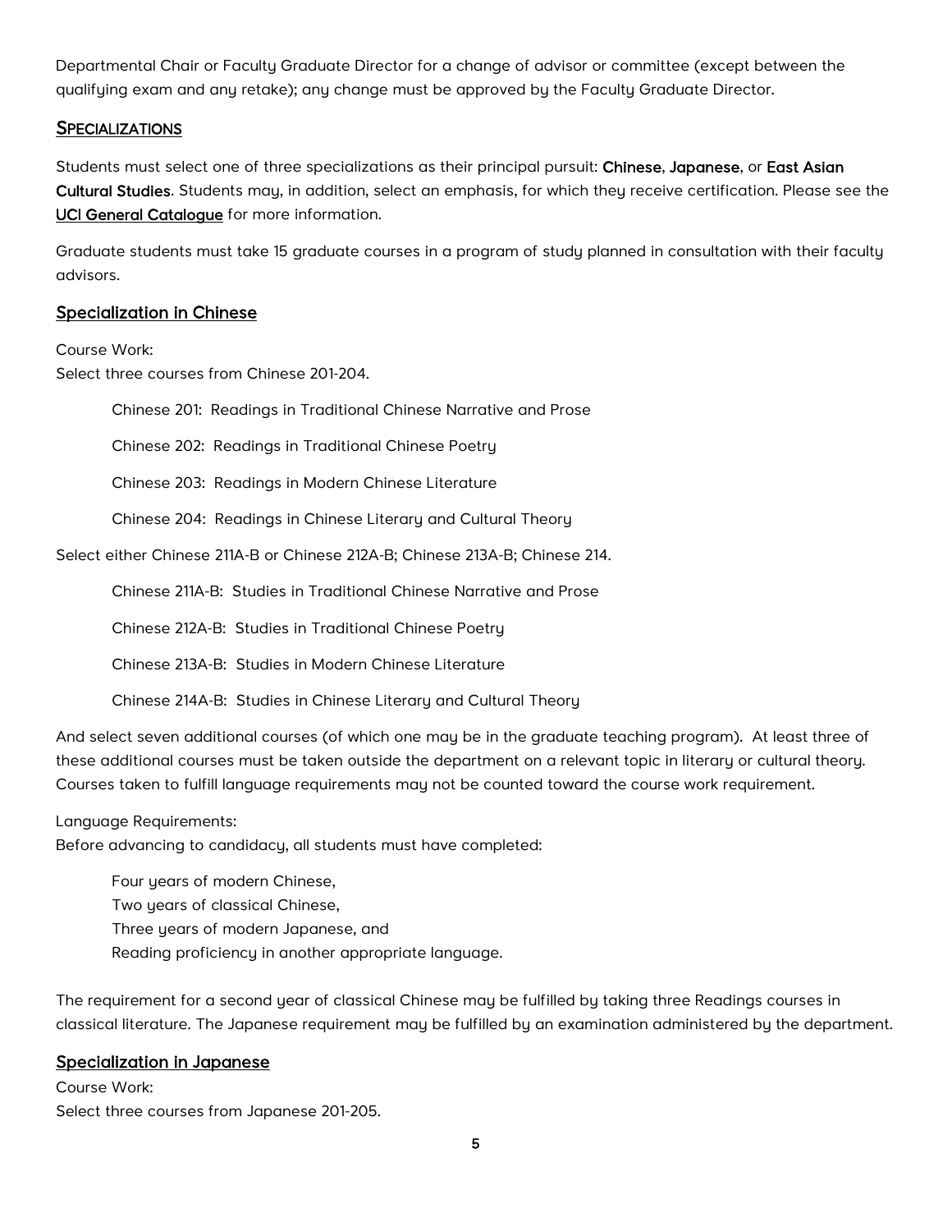Departmental Chair or Faculty Graduate Director for a change of advisor or committee (except between the qualifying exam and any retake); any change must be approved by the Faculty Graduate Director.

## SPECIALIZATIONS

Students must select one of three specializations as their principal pursuit: **Chinese**, **Japanese**, or **East Asian Cultural Studies**. Students may, in addition, select an emphasis, for which they receive certification. Please see the [UCI General Catalogue] for more information.

Graduate students must take 15 graduate courses in a program of study planned in consultation with their faculty advisors.

### Specialization in Chinese

Course Work:
Select three courses from Chinese 201-204.

- Chinese 201: Readings in Traditional Chinese Narrative and Prose
- Chinese 202: Readings in Traditional Chinese Poetry
- Chinese 203: Readings in Modern Chinese Literature
- Chinese 204: Readings in Chinese Literary and Cultural Theory

Select either Chinese 211A-B or Chinese 212A-B; Chinese 213A-B; Chinese 214.

- Chinese 211A-B: Studies in Traditional Chinese Narrative and Prose
- Chinese 212A-B: Studies in Traditional Chinese Poetry
- Chinese 213A-B: Studies in Modern Chinese Literature
- Chinese 214A-B: Studies in Chinese Literary and Cultural Theory

And select seven additional courses (of which one may be in the graduate teaching program). At least three of these additional courses must be taken outside the department on a relevant topic in literary or cultural theory. Courses taken to fulfill language requirements may not be counted toward the course work requirement.

Language Requirements:
Before advancing to candidacy, all students must have completed:

- Four years of modern Chinese,
- Two years of classical Chinese,
- Three years of modern Japanese, and
- Reading proficiency in another appropriate language.

The requirement for a second year of classical Chinese may be fulfilled by taking three Readings courses in classical literature. The Japanese requirement may be fulfilled by an examination administered by the department.

### Specialization in Japanese

Course Work:
Select three courses from Japanese 201-205.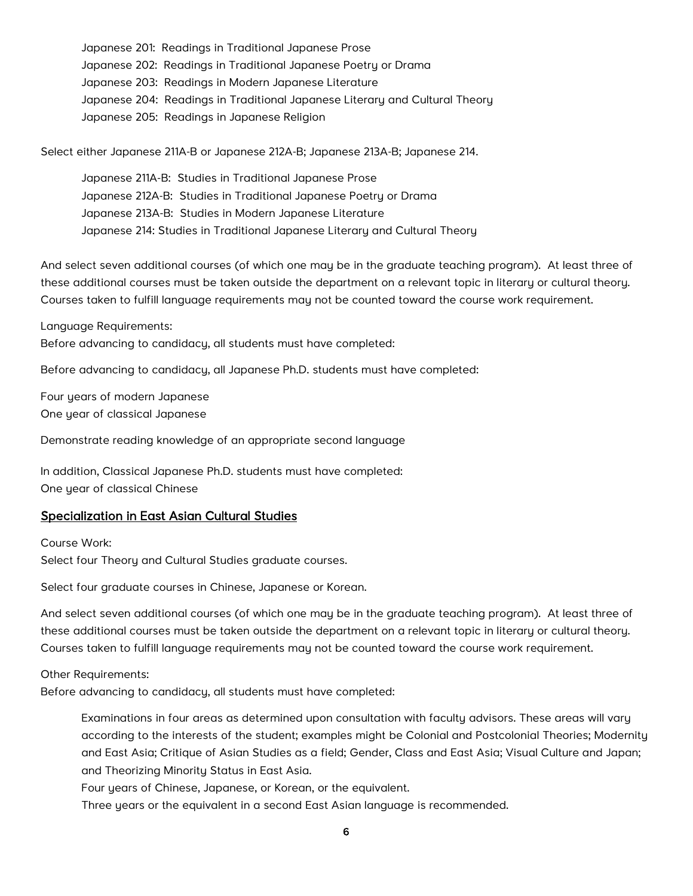Japanese 201: Readings in Traditional Japanese Prose
Japanese 202: Readings in Traditional Japanese Poetry or Drama
Japanese 203: Readings in Modern Japanese Literature
Japanese 204: Readings in Traditional Japanese Literary and Cultural Theory
Japanese 205: Readings in Japanese Religion

Select either Japanese 211A-B or Japanese 212A-B; Japanese 213A-B; Japanese 214.

Japanese 211A-B: Studies in Traditional Japanese Prose
Japanese 212A-B: Studies in Traditional Japanese Poetry or Drama
Japanese 213A-B: Studies in Modern Japanese Literature
Japanese 214: Studies in Traditional Japanese Literary and Cultural Theory

And select seven additional courses (of which one may be in the graduate teaching program). At least three of these additional courses must be taken outside the department on a relevant topic in literary or cultural theory. Courses taken to fulfill language requirements may not be counted toward the course work requirement.

Language Requirements:
Before advancing to candidacy, all students must have completed:

Before advancing to candidacy, all Japanese Ph.D. students must have completed:

Four years of modern Japanese
One year of classical Japanese

Demonstrate reading knowledge of an appropriate second language

In addition, Classical Japanese Ph.D. students must have completed:
One year of classical Chinese

## Specialization in East Asian Cultural Studies

Course Work:
Select four Theory and Cultural Studies graduate courses.

Select four graduate courses in Chinese, Japanese or Korean.

And select seven additional courses (of which one may be in the graduate teaching program). At least three of these additional courses must be taken outside the department on a relevant topic in literary or cultural theory. Courses taken to fulfill language requirements may not be counted toward the course work requirement.

Other Requirements:
Before advancing to candidacy, all students must have completed:

Examinations in four areas as determined upon consultation with faculty advisors. These areas will vary according to the interests of the student; examples might be Colonial and Postcolonial Theories; Modernity and East Asia; Critique of Asian Studies as a field; Gender, Class and East Asia; Visual Culture and Japan; and Theorizing Minority Status in East Asia.
Four years of Chinese, Japanese, or Korean, or the equivalent.
Three years or the equivalent in a second East Asian language is recommended.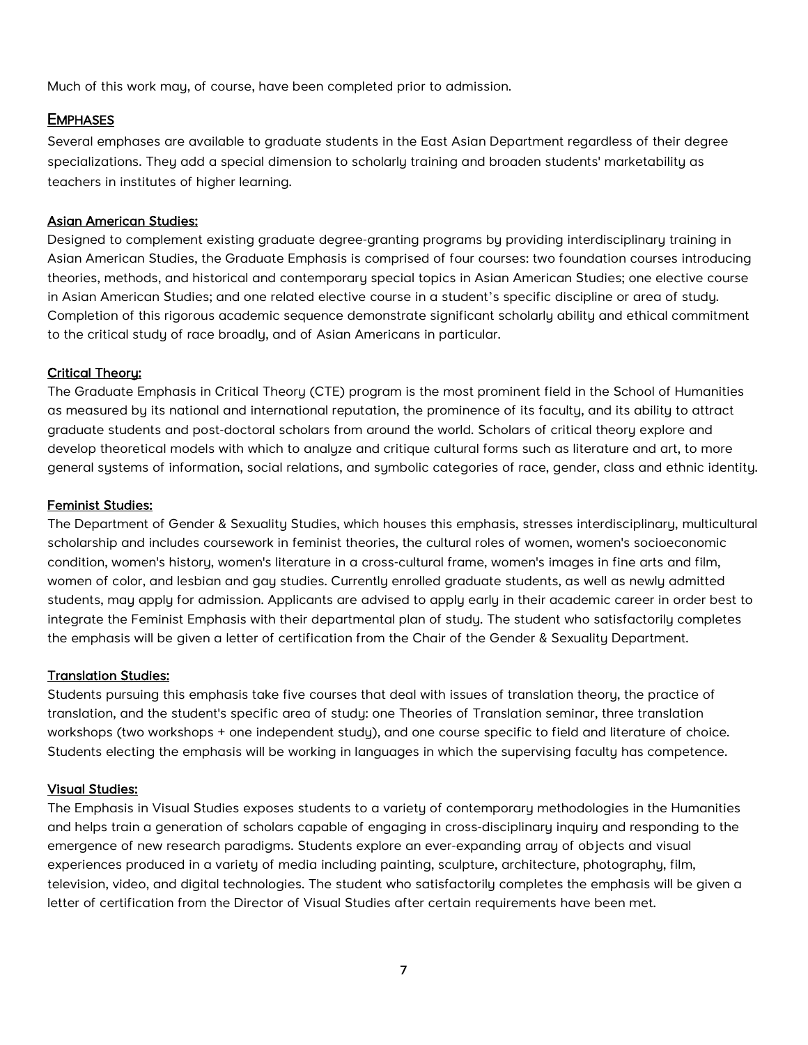Much of this work may, of course, have been completed prior to admission.

## Emphases

Several emphases are available to graduate students in the East Asian Department regardless of their degree specializations. They add a special dimension to scholarly training and broaden students' marketability as teachers in institutes of higher learning.

### Asian American Studies:

Designed to complement existing graduate degree-granting programs by providing interdisciplinary training in Asian American Studies, the Graduate Emphasis is comprised of four courses: two foundation courses introducing theories, methods, and historical and contemporary special topics in Asian American Studies; one elective course in Asian American Studies; and one related elective course in a student's specific discipline or area of study. Completion of this rigorous academic sequence demonstrate significant scholarly ability and ethical commitment to the critical study of race broadly, and of Asian Americans in particular.

### Critical Theory:

The Graduate Emphasis in Critical Theory (CTE) program is the most prominent field in the School of Humanities as measured by its national and international reputation, the prominence of its faculty, and its ability to attract graduate students and post-doctoral scholars from around the world. Scholars of critical theory explore and develop theoretical models with which to analyze and critique cultural forms such as literature and art, to more general systems of information, social relations, and symbolic categories of race, gender, class and ethnic identity.

### Feminist Studies:

The Department of Gender & Sexuality Studies, which houses this emphasis, stresses interdisciplinary, multicultural scholarship and includes coursework in feminist theories, the cultural roles of women, women's socioeconomic condition, women's history, women's literature in a cross-cultural frame, women's images in fine arts and film, women of color, and lesbian and gay studies. Currently enrolled graduate students, as well as newly admitted students, may apply for admission. Applicants are advised to apply early in their academic career in order best to integrate the Feminist Emphasis with their departmental plan of study. The student who satisfactorily completes the emphasis will be given a letter of certification from the Chair of the Gender & Sexuality Department.

### Translation Studies:

Students pursuing this emphasis take five courses that deal with issues of translation theory, the practice of translation, and the student's specific area of study: one Theories of Translation seminar, three translation workshops (two workshops + one independent study), and one course specific to field and literature of choice. Students electing the emphasis will be working in languages in which the supervising faculty has competence.

### Visual Studies:

The Emphasis in Visual Studies exposes students to a variety of contemporary methodologies in the Humanities and helps train a generation of scholars capable of engaging in cross-disciplinary inquiry and responding to the emergence of new research paradigms. Students explore an ever-expanding array of objects and visual experiences produced in a variety of media including painting, sculpture, architecture, photography, film, television, video, and digital technologies. The student who satisfactorily completes the emphasis will be given a letter of certification from the Director of Visual Studies after certain requirements have been met.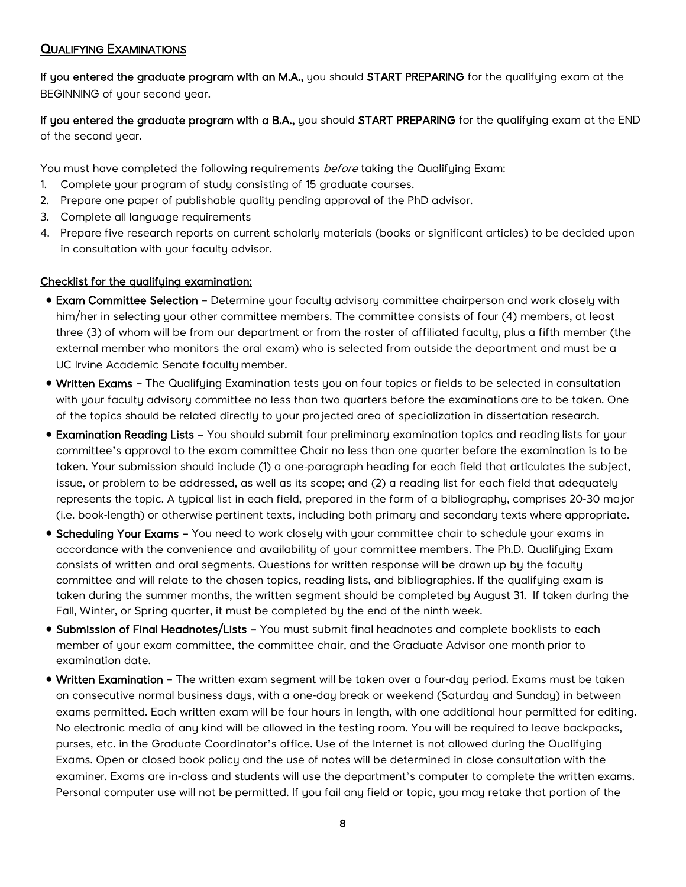## Qualifying Examinations

**If you entered the graduate program with an M.A.,** you should **START PREPARING** for the qualifying exam at the BEGINNING of your second year.

**If you entered the graduate program with a B.A.,** you should **START PREPARING** for the qualifying exam at the END of the second year.

You must have completed the following requirements *before* taking the Qualifying Exam:

1. Complete your program of study consisting of 15 graduate courses.
2. Prepare one paper of publishable quality pending approval of the PhD advisor.
3. Complete all language requirements
4. Prepare five research reports on current scholarly materials (books or significant articles) to be decided upon in consultation with your faculty advisor.

**Checklist for the qualifying examination:**

- **Exam Committee Selection** – Determine your faculty advisory committee chairperson and work closely with him/her in selecting your other committee members. The committee consists of four (4) members, at least three (3) of whom will be from our department or from the roster of affiliated faculty, plus a fifth member (the external member who monitors the oral exam) who is selected from outside the department and must be a UC Irvine Academic Senate faculty member.
- **Written Exams** – The Qualifying Examination tests you on four topics or fields to be selected in consultation with your faculty advisory committee no less than two quarters before the examinations are to be taken. One of the topics should be related directly to your projected area of specialization in dissertation research.
- **Examination Reading Lists –** You should submit four preliminary examination topics and reading lists for your committee's approval to the exam committee Chair no less than one quarter before the examination is to be taken. Your submission should include (1) a one-paragraph heading for each field that articulates the subject, issue, or problem to be addressed, as well as its scope; and (2) a reading list for each field that adequately represents the topic. A typical list in each field, prepared in the form of a bibliography, comprises 20-30 major (i.e. book-length) or otherwise pertinent texts, including both primary and secondary texts where appropriate.
- **Scheduling Your Exams –** You need to work closely with your committee chair to schedule your exams in accordance with the convenience and availability of your committee members. The Ph.D. Qualifying Exam consists of written and oral segments. Questions for written response will be drawn up by the faculty committee and will relate to the chosen topics, reading lists, and bibliographies. If the qualifying exam is taken during the summer months, the written segment should be completed by August 31. If taken during the Fall, Winter, or Spring quarter, it must be completed by the end of the ninth week.
- **Submission of Final Headnotes/Lists –** You must submit final headnotes and complete booklists to each member of your exam committee, the committee chair, and the Graduate Advisor one month prior to examination date.
- **Written Examination** – The written exam segment will be taken over a four-day period. Exams must be taken on consecutive normal business days, with a one-day break or weekend (Saturday and Sunday) in between exams permitted. Each written exam will be four hours in length, with one additional hour permitted for editing. No electronic media of any kind will be allowed in the testing room. You will be required to leave backpacks, purses, etc. in the Graduate Coordinator's office. Use of the Internet is not allowed during the Qualifying Exams. Open or closed book policy and the use of notes will be determined in close consultation with the examiner. Exams are in-class and students will use the department's computer to complete the written exams. Personal computer use will not be permitted. If you fail any field or topic, you may retake that portion of the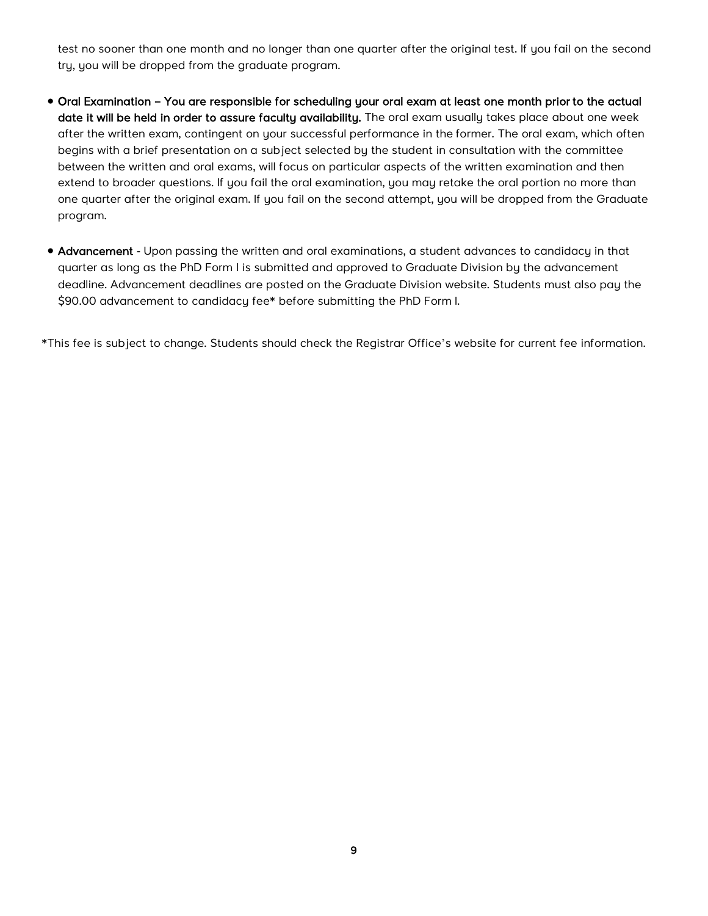test no sooner than one month and no longer than one quarter after the original test. If you fail on the second try, you will be dropped from the graduate program.

- **Oral Examination – You are responsible for scheduling your oral exam at least one month prior to the actual date it will be held in order to assure faculty availability.** The oral exam usually takes place about one week after the written exam, contingent on your successful performance in the former. The oral exam, which often begins with a brief presentation on a subject selected by the student in consultation with the committee between the written and oral exams, will focus on particular aspects of the written examination and then extend to broader questions. If you fail the oral examination, you may retake the oral portion no more than one quarter after the original exam. If you fail on the second attempt, you will be dropped from the Graduate program.

- **Advancement** - Upon passing the written and oral examinations, a student advances to candidacy in that quarter as long as the PhD Form I is submitted and approved to Graduate Division by the advancement deadline. Advancement deadlines are posted on the Graduate Division website. Students must also pay the $90.00 advancement to candidacy fee* before submitting the PhD Form I.

*This fee is subject to change. Students should check the Registrar Office's website for current fee information.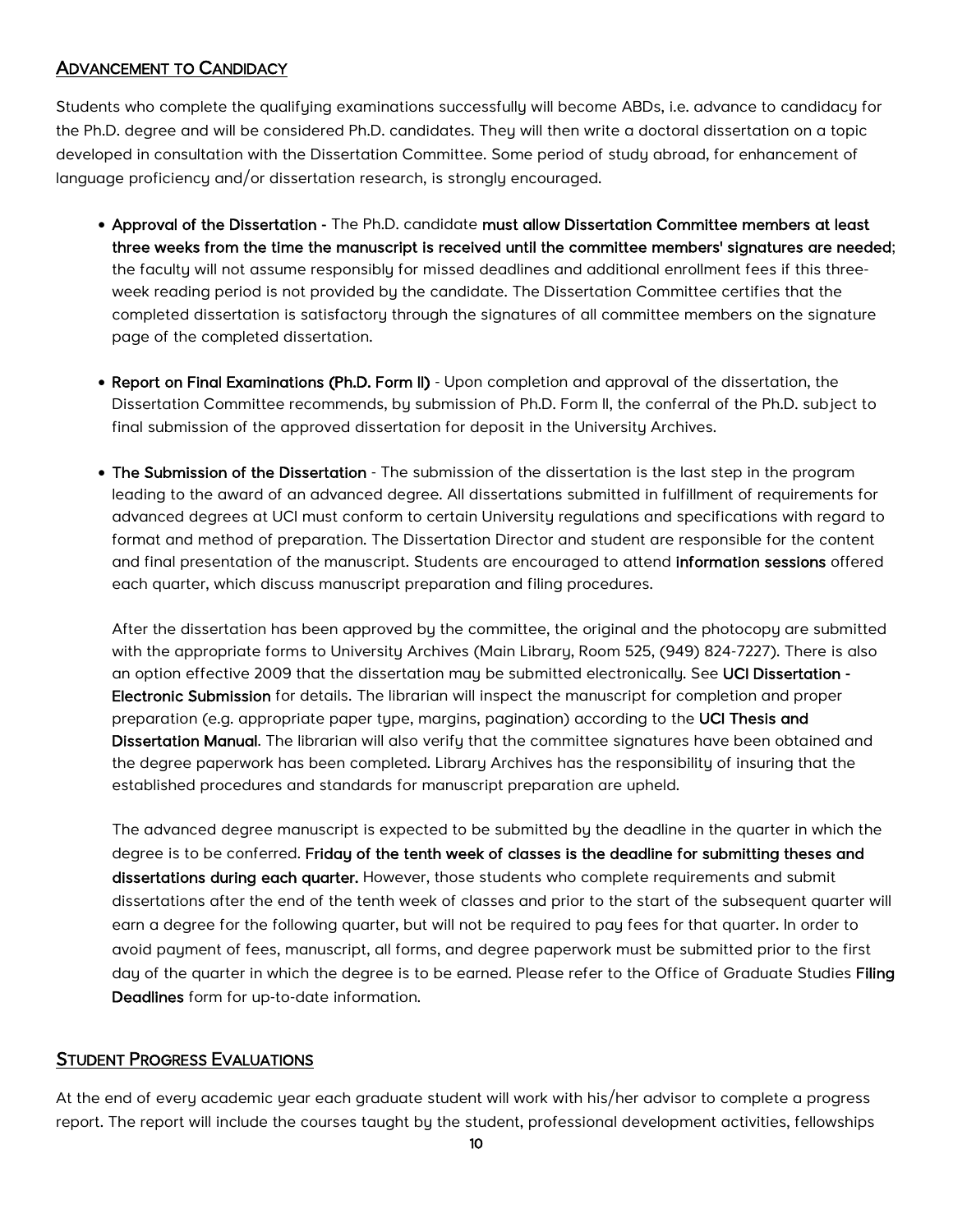## Advancement to Candidacy

Students who complete the qualifying examinations successfully will become ABDs, i.e. advance to candidacy for the Ph.D. degree and will be considered Ph.D. candidates. They will then write a doctoral dissertation on a topic developed in consultation with the Dissertation Committee. Some period of study abroad, for enhancement of language proficiency and/or dissertation research, is strongly encouraged.

- **Approval of the Dissertation -** The Ph.D. candidate **must allow Dissertation Committee members at least three weeks from the time the manuscript is received until the committee members' signatures are needed**; the faculty will not assume responsibly for missed deadlines and additional enrollment fees if this three-week reading period is not provided by the candidate. The Dissertation Committee certifies that the completed dissertation is satisfactory through the signatures of all committee members on the signature page of the completed dissertation.

- **Report on Final Examinations (Ph.D. Form II)** - Upon completion and approval of the dissertation, the Dissertation Committee recommends, by submission of Ph.D. Form II, the conferral of the Ph.D. subject to final submission of the approved dissertation for deposit in the University Archives.

- **The Submission of the Dissertation** - The submission of the dissertation is the last step in the program leading to the award of an advanced degree. All dissertations submitted in fulfillment of requirements for advanced degrees at UCI must conform to certain University regulations and specifications with regard to format and method of preparation. The Dissertation Director and student are responsible for the content and final presentation of the manuscript. Students are encouraged to attend **information sessions** offered each quarter, which discuss manuscript preparation and filing procedures.

  After the dissertation has been approved by the committee, the original and the photocopy are submitted with the appropriate forms to University Archives (Main Library, Room 525, (949) 824-7227). There is also an option effective 2009 that the dissertation may be submitted electronically. See **UCI Dissertation - Electronic Submission** for details. The librarian will inspect the manuscript for completion and proper preparation (e.g. appropriate paper type, margins, pagination) according to the **UCI Thesis and Dissertation Manual**. The librarian will also verify that the committee signatures have been obtained and the degree paperwork has been completed. Library Archives has the responsibility of insuring that the established procedures and standards for manuscript preparation are upheld.

  The advanced degree manuscript is expected to be submitted by the deadline in the quarter in which the degree is to be conferred. **Friday of the tenth week of classes is the deadline for submitting theses and dissertations during each quarter.** However, those students who complete requirements and submit dissertations after the end of the tenth week of classes and prior to the start of the subsequent quarter will earn a degree for the following quarter, but will not be required to pay fees for that quarter. In order to avoid payment of fees, manuscript, all forms, and degree paperwork must be submitted prior to the first day of the quarter in which the degree is to be earned. Please refer to the Office of Graduate Studies **Filing Deadlines** form for up-to-date information.

## Student Progress Evaluations

At the end of every academic year each graduate student will work with his/her advisor to complete a progress report. The report will include the courses taught by the student, professional development activities, fellowships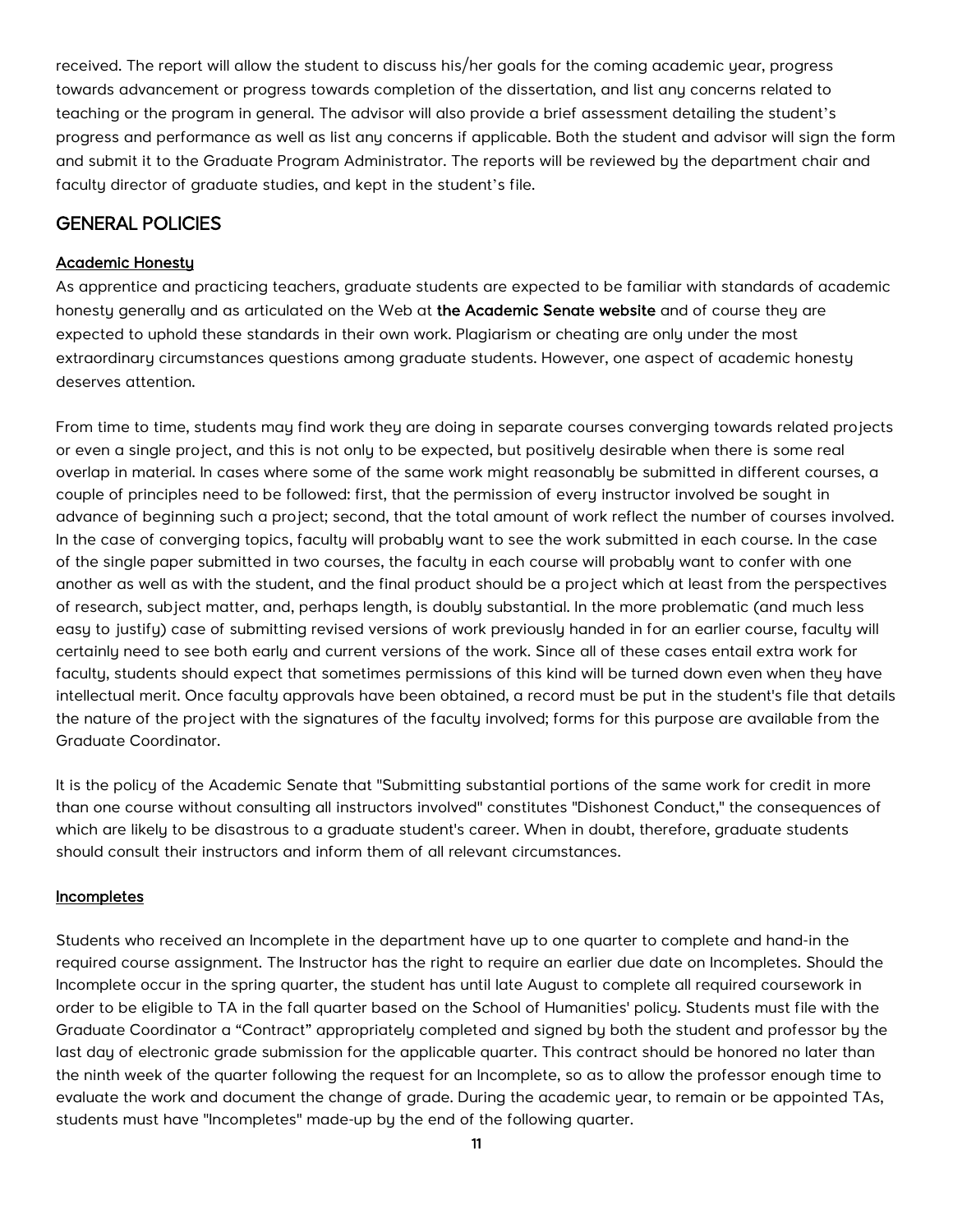received. The report will allow the student to discuss his/her goals for the coming academic year, progress towards advancement or progress towards completion of the dissertation, and list any concerns related to teaching or the program in general. The advisor will also provide a brief assessment detailing the student's progress and performance as well as list any concerns if applicable. Both the student and advisor will sign the form and submit it to the Graduate Program Administrator. The reports will be reviewed by the department chair and faculty director of graduate studies, and kept in the student's file.

## GENERAL POLICIES

### Academic Honesty

As apprentice and practicing teachers, graduate students are expected to be familiar with standards of academic honesty generally and as articulated on the Web at **the Academic Senate website** and of course they are expected to uphold these standards in their own work. Plagiarism or cheating are only under the most extraordinary circumstances questions among graduate students. However, one aspect of academic honesty deserves attention.

From time to time, students may find work they are doing in separate courses converging towards related projects or even a single project, and this is not only to be expected, but positively desirable when there is some real overlap in material. In cases where some of the same work might reasonably be submitted in different courses, a couple of principles need to be followed: first, that the permission of every instructor involved be sought in advance of beginning such a project; second, that the total amount of work reflect the number of courses involved. In the case of converging topics, faculty will probably want to see the work submitted in each course. In the case of the single paper submitted in two courses, the faculty in each course will probably want to confer with one another as well as with the student, and the final product should be a project which at least from the perspectives of research, subject matter, and, perhaps length, is doubly substantial. In the more problematic (and much less easy to justify) case of submitting revised versions of work previously handed in for an earlier course, faculty will certainly need to see both early and current versions of the work. Since all of these cases entail extra work for faculty, students should expect that sometimes permissions of this kind will be turned down even when they have intellectual merit. Once faculty approvals have been obtained, a record must be put in the student's file that details the nature of the project with the signatures of the faculty involved; forms for this purpose are available from the Graduate Coordinator.

It is the policy of the Academic Senate that "Submitting substantial portions of the same work for credit in more than one course without consulting all instructors involved" constitutes "Dishonest Conduct," the consequences of which are likely to be disastrous to a graduate student's career. When in doubt, therefore, graduate students should consult their instructors and inform them of all relevant circumstances.

### Incompletes

Students who received an Incomplete in the department have up to one quarter to complete and hand-in the required course assignment. The Instructor has the right to require an earlier due date on Incompletes. Should the Incomplete occur in the spring quarter, the student has until late August to complete all required coursework in order to be eligible to TA in the fall quarter based on the School of Humanities' policy. Students must file with the Graduate Coordinator a "Contract" appropriately completed and signed by both the student and professor by the last day of electronic grade submission for the applicable quarter. This contract should be honored no later than the ninth week of the quarter following the request for an Incomplete, so as to allow the professor enough time to evaluate the work and document the change of grade. During the academic year, to remain or be appointed TAs, students must have "Incompletes" made-up by the end of the following quarter.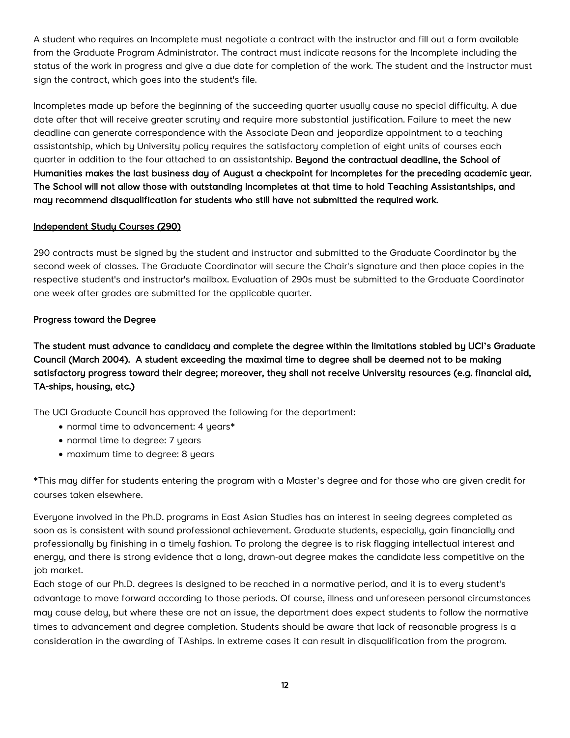A student who requires an Incomplete must negotiate a contract with the instructor and fill out a form available from the Graduate Program Administrator. The contract must indicate reasons for the Incomplete including the status of the work in progress and give a due date for completion of the work. The student and the instructor must sign the contract, which goes into the student's file.

Incompletes made up before the beginning of the succeeding quarter usually cause no special difficulty. A due date after that will receive greater scrutiny and require more substantial justification. Failure to meet the new deadline can generate correspondence with the Associate Dean and jeopardize appointment to a teaching assistantship, which by University policy requires the satisfactory completion of eight units of courses each quarter in addition to the four attached to an assistantship. **Beyond the contractual deadline, the School of Humanities makes the last business day of August a checkpoint for Incompletes for the preceding academic year. The School will not allow those with outstanding Incompletes at that time to hold Teaching Assistantships, and may recommend disqualification for students who still have not submitted the required work.**

## Independent Study Courses (290)

290 contracts must be signed by the student and instructor and submitted to the Graduate Coordinator by the second week of classes. The Graduate Coordinator will secure the Chair's signature and then place copies in the respective student's and instructor's mailbox. Evaluation of 290s must be submitted to the Graduate Coordinator one week after grades are submitted for the applicable quarter.

## Progress toward the Degree

**The student must advance to candidacy and complete the degree within the limitations stabled by UCI's Graduate Council (March 2004). A student exceeding the maximal time to degree shall be deemed not to be making satisfactory progress toward their degree; moreover, they shall not receive University resources (e.g. financial aid, TA-ships, housing, etc.)**

The UCI Graduate Council has approved the following for the department:

- normal time to advancement: 4 years*
- normal time to degree: 7 years
- maximum time to degree: 8 years

*This may differ for students entering the program with a Master's degree and for those who are given credit for courses taken elsewhere.

Everyone involved in the Ph.D. programs in East Asian Studies has an interest in seeing degrees completed as soon as is consistent with sound professional achievement. Graduate students, especially, gain financially and professionally by finishing in a timely fashion. To prolong the degree is to risk flagging intellectual interest and energy, and there is strong evidence that a long, drawn-out degree makes the candidate less competitive on the job market.

Each stage of our Ph.D. degrees is designed to be reached in a normative period, and it is to every student's advantage to move forward according to those periods. Of course, illness and unforeseen personal circumstances may cause delay, but where these are not an issue, the department does expect students to follow the normative times to advancement and degree completion. Students should be aware that lack of reasonable progress is a consideration in the awarding of TAships. In extreme cases it can result in disqualification from the program.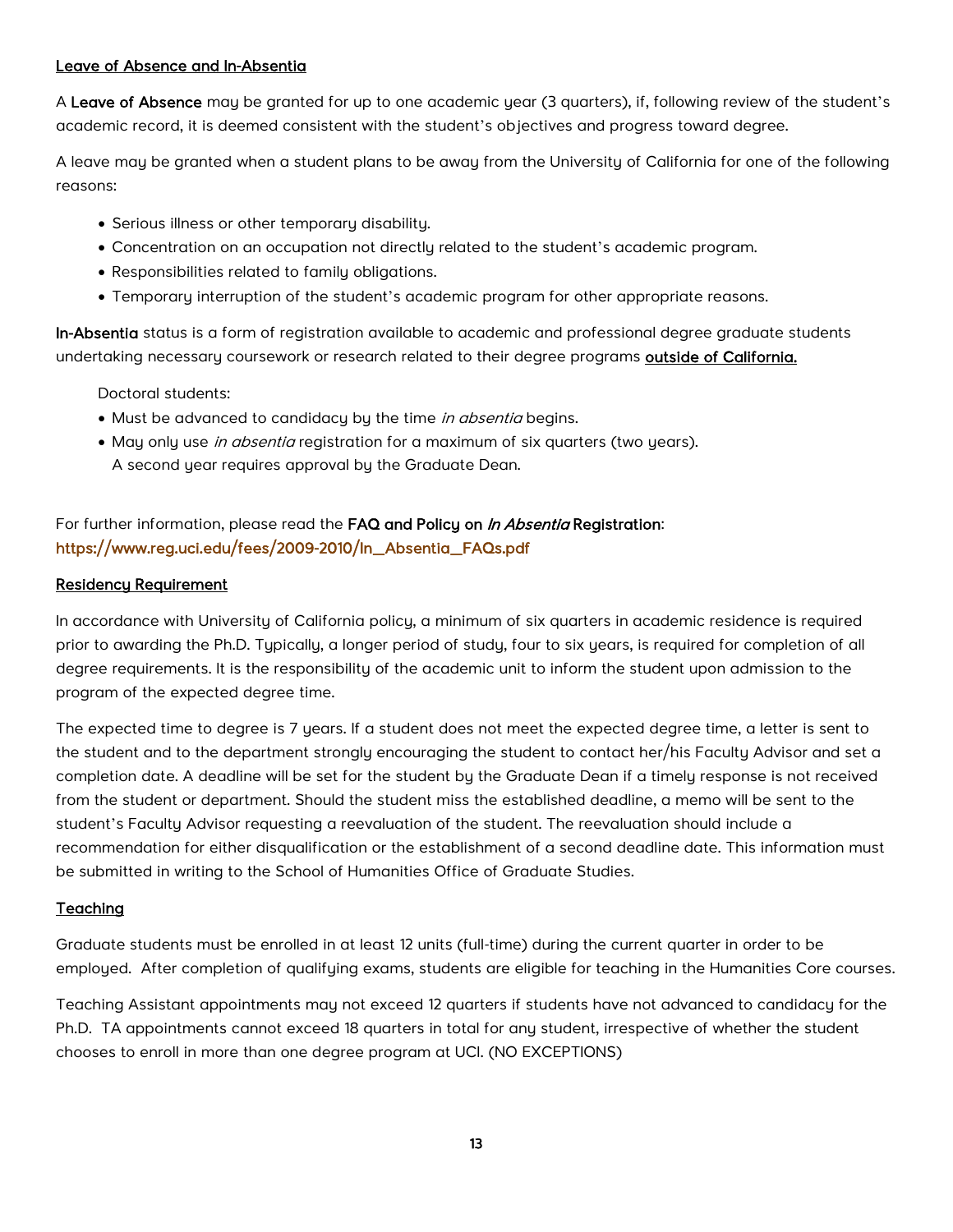## Leave of Absence and In-Absentia

A **Leave of Absence** may be granted for up to one academic year (3 quarters), if, following review of the student's academic record, it is deemed consistent with the student's objectives and progress toward degree.

A leave may be granted when a student plans to be away from the University of California for one of the following reasons:

- Serious illness or other temporary disability.
- Concentration on an occupation not directly related to the student's academic program.
- Responsibilities related to family obligations.
- Temporary interruption of the student's academic program for other appropriate reasons.

**In-Absentia** status is a form of registration available to academic and professional degree graduate students undertaking necessary coursework or research related to their degree programs **outside of California.**

Doctoral students:

- Must be advanced to candidacy by the time *in absentia* begins.
- May only use *in absentia* registration for a maximum of six quarters (two years). A second year requires approval by the Graduate Dean.

For further information, please read the **FAQ and Policy on *In Absentia* Registration**: https://www.reg.uci.edu/fees/2009-2010/In_Absentia_FAQs.pdf

## Residency Requirement

In accordance with University of California policy, a minimum of six quarters in academic residence is required prior to awarding the Ph.D. Typically, a longer period of study, four to six years, is required for completion of all degree requirements. It is the responsibility of the academic unit to inform the student upon admission to the program of the expected degree time.

The expected time to degree is 7 years. If a student does not meet the expected degree time, a letter is sent to the student and to the department strongly encouraging the student to contact her/his Faculty Advisor and set a completion date. A deadline will be set for the student by the Graduate Dean if a timely response is not received from the student or department. Should the student miss the established deadline, a memo will be sent to the student's Faculty Advisor requesting a reevaluation of the student. The reevaluation should include a recommendation for either disqualification or the establishment of a second deadline date. This information must be submitted in writing to the School of Humanities Office of Graduate Studies.

## Teaching

Graduate students must be enrolled in at least 12 units (full-time) during the current quarter in order to be employed. After completion of qualifying exams, students are eligible for teaching in the Humanities Core courses.

Teaching Assistant appointments may not exceed 12 quarters if students have not advanced to candidacy for the Ph.D. TA appointments cannot exceed 18 quarters in total for any student, irrespective of whether the student chooses to enroll in more than one degree program at UCI. (NO EXCEPTIONS)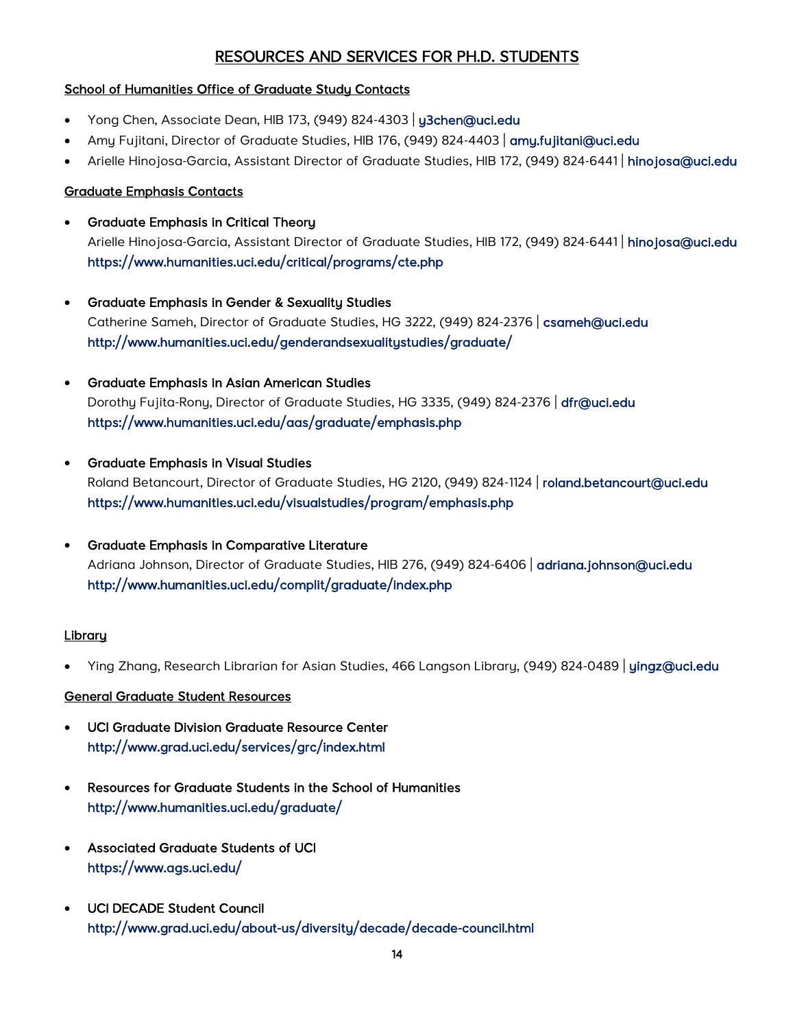# RESOURCES AND SERVICES FOR PH.D. STUDENTS

## School of Humanities Office of Graduate Study Contacts

- Yong Chen, Associate Dean, HIB 173, (949) 824-4303 | y3chen@uci.edu
- Amy Fujitani, Director of Graduate Studies, HIB 176, (949) 824-4403 | amy.fujitani@uci.edu
- Arielle Hinojosa-Garcia, Assistant Director of Graduate Studies, HIB 172, (949) 824-6441 | hinojosa@uci.edu

## Graduate Emphasis Contacts

- **Graduate Emphasis in Critical Theory**
  Arielle Hinojosa-Garcia, Assistant Director of Graduate Studies, HIB 172, (949) 824-6441 | hinojosa@uci.edu
  https://www.humanities.uci.edu/critical/programs/cte.php

- **Graduate Emphasis in Gender & Sexuality Studies**
  Catherine Sameh, Director of Graduate Studies, HG 3222, (949) 824-2376 | csameh@uci.edu
  http://www.humanities.uci.edu/genderandsexualitystudies/graduate/

- **Graduate Emphasis in Asian American Studies**
  Dorothy Fujita-Rony, Director of Graduate Studies, HG 3335, (949) 824-2376 | dfr@uci.edu
  https://www.humanities.uci.edu/aas/graduate/emphasis.php

- **Graduate Emphasis in Visual Studies**
  Roland Betancourt, Director of Graduate Studies, HG 2120, (949) 824-1124 | roland.betancourt@uci.edu
  https://www.humanities.uci.edu/visualstudies/program/emphasis.php

- **Graduate Emphasis in Comparative Literature**
  Adriana Johnson, Director of Graduate Studies, HIB 276, (949) 824-6406 | adriana.johnson@uci.edu
  http://www.humanities.uci.edu/complit/graduate/index.php

## Library

- Ying Zhang, Research Librarian for Asian Studies, 466 Langson Library, (949) 824-0489 | yingz@uci.edu

## General Graduate Student Resources

- **UCI Graduate Division Graduate Resource Center**
  http://www.grad.uci.edu/services/grc/index.html

- **Resources for Graduate Students in the School of Humanities**
  http://www.humanities.uci.edu/graduate/

- **Associated Graduate Students of UCI**
  https://www.ags.uci.edu/

- **UCI DECADE Student Council**
  http://www.grad.uci.edu/about-us/diversity/decade/decade-council.html